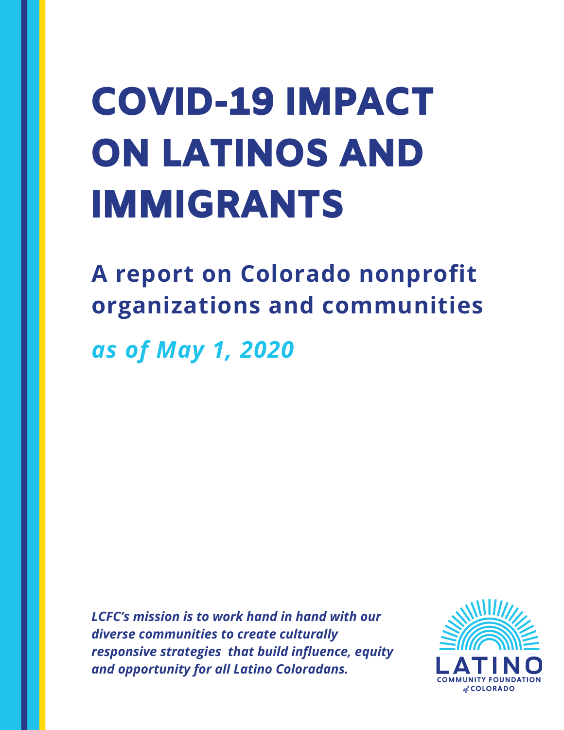# COVID-19 IMPACT ON LATINOS AND IMMIGRANTS

## A report on Colorado nonprofit organizations and communities

***as of May 1, 2020***

***LCFC's mission is to work hand in hand with our diverse communities to create culturally responsive strategies that build influence, equity and opportunity for all Latino Coloradans.***

LATINO COMMUNITY FOUNDATION of COLORADO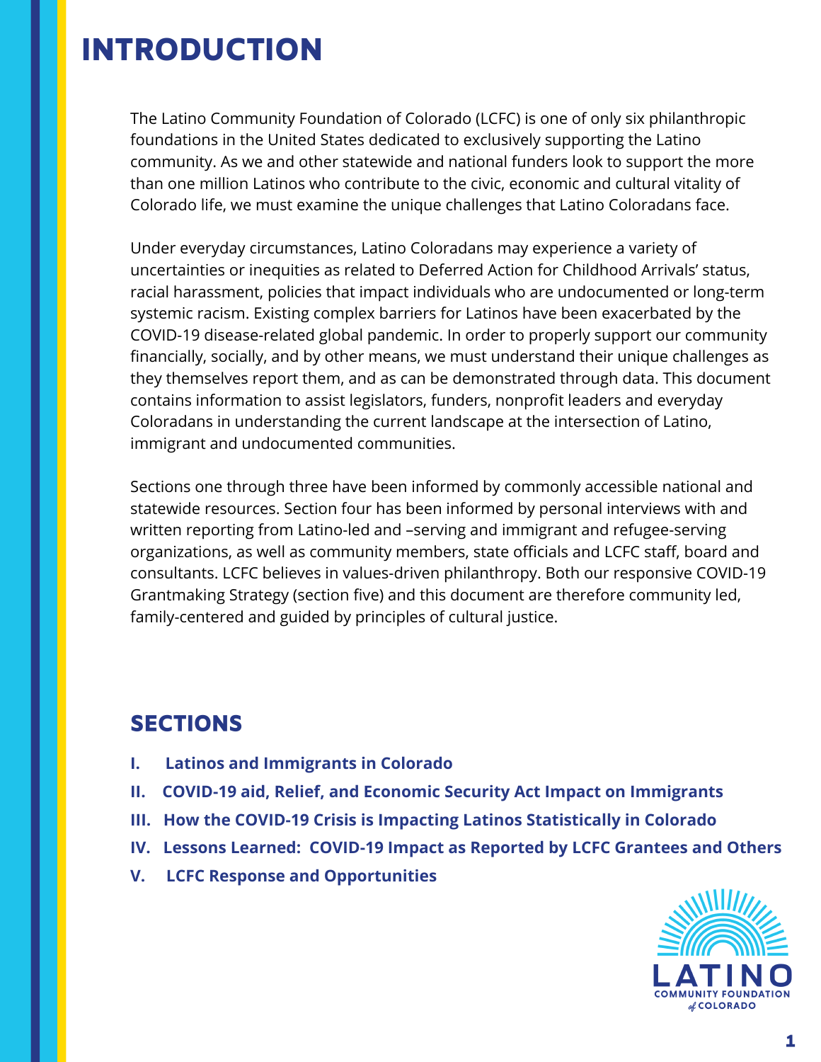# INTRODUCTION

The Latino Community Foundation of Colorado (LCFC) is one of only six philanthropic foundations in the United States dedicated to exclusively supporting the Latino community. As we and other statewide and national funders look to support the more than one million Latinos who contribute to the civic, economic and cultural vitality of Colorado life, we must examine the unique challenges that Latino Coloradans face.

Under everyday circumstances, Latino Coloradans may experience a variety of uncertainties or inequities as related to Deferred Action for Childhood Arrivals' status, racial harassment, policies that impact individuals who are undocumented or long-term systemic racism. Existing complex barriers for Latinos have been exacerbated by the COVID-19 disease-related global pandemic. In order to properly support our community financially, socially, and by other means, we must understand their unique challenges as they themselves report them, and as can be demonstrated through data. This document contains information to assist legislators, funders, nonprofit leaders and everyday Coloradans in understanding the current landscape at the intersection of Latino, immigrant and undocumented communities.

Sections one through three have been informed by commonly accessible national and statewide resources. Section four has been informed by personal interviews with and written reporting from Latino-led and –serving and immigrant and refugee-serving organizations, as well as community members, state officials and LCFC staff, board and consultants. LCFC believes in values-driven philanthropy. Both our responsive COVID-19 Grantmaking Strategy (section five) and this document are therefore community led, family-centered and guided by principles of cultural justice.

## SECTIONS

- **I. Latinos and Immigrants in Colorado**
- **II. COVID-19 aid, Relief, and Economic Security Act Impact on Immigrants**
- **III. How the COVID-19 Crisis is Impacting Latinos Statistically in Colorado**
- **IV. Lessons Learned: COVID-19 Impact as Reported by LCFC Grantees and Others**
- **V. LCFC Response and Opportunities**

LATINO COMMUNITY FOUNDATION of COLORADO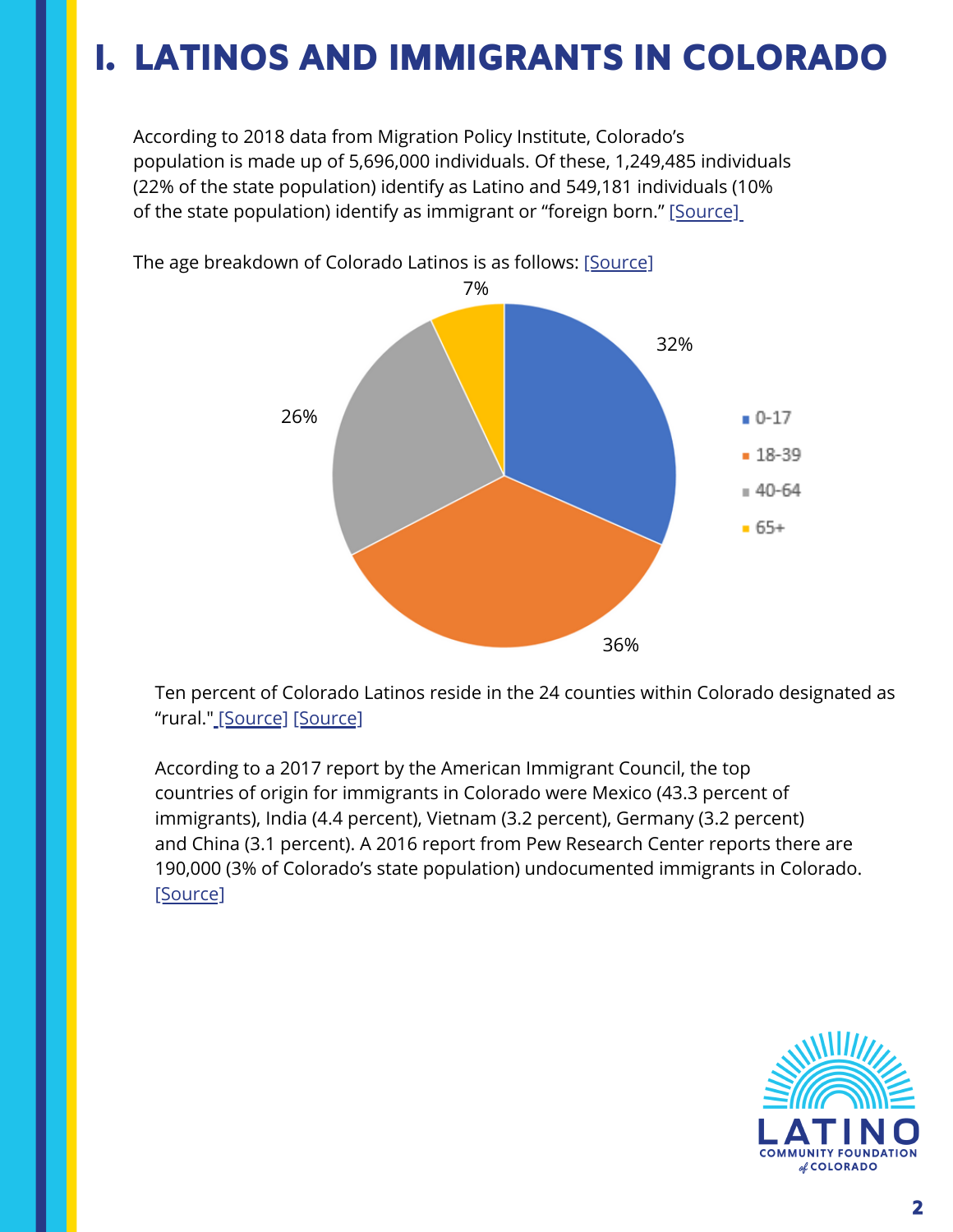# I. LATINOS AND IMMIGRANTS IN COLORADO

According to 2018 data from Migration Policy Institute, Colorado's population is made up of 5,696,000 individuals. Of these, 1,249,485 individuals (22% of the state population) identify as Latino and 549,181 individuals (10% of the state population) identify as immigrant or "foreign born." [Source]

The age breakdown of Colorado Latinos is as follows: [Source]

| Age | Percent |
|---|---|
| 0-17 | 32% |
| 18-39 | 36% |
| 40-64 | 26% |
| 65+ | 7% |

Ten percent of Colorado Latinos reside in the 24 counties within Colorado designated as "rural." [Source] [Source]

According to a 2017 report by the American Immigrant Council, the top countries of origin for immigrants in Colorado were Mexico (43.3 percent of immigrants), India (4.4 percent), Vietnam (3.2 percent), Germany (3.2 percent) and China (3.1 percent). A 2016 report from Pew Research Center reports there are 190,000 (3% of Colorado's state population) undocumented immigrants in Colorado. [Source]

LATINO COMMUNITY FOUNDATION of COLORADO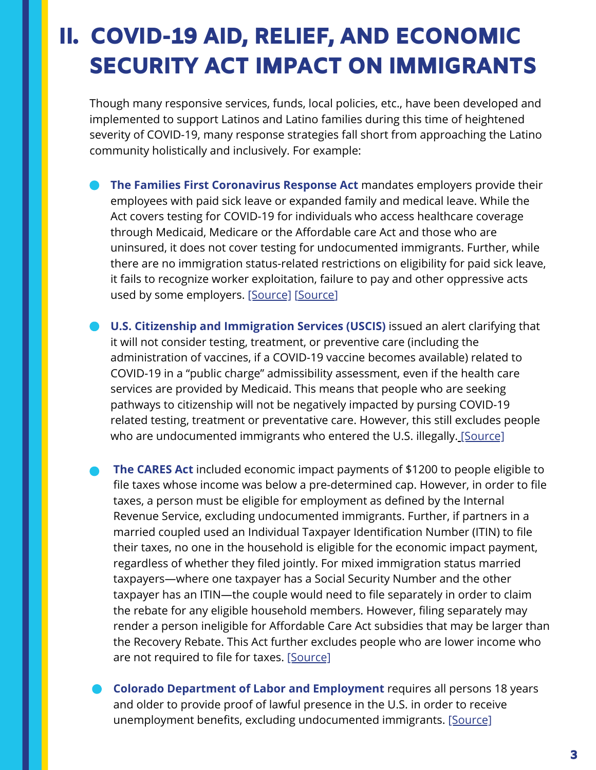# II. COVID-19 AID, RELIEF, AND ECONOMIC SECURITY ACT IMPACT ON IMMIGRANTS

Though many responsive services, funds, local policies, etc., have been developed and implemented to support Latinos and Latino families during this time of heightened severity of COVID-19, many response strategies fall short from approaching the Latino community holistically and inclusively. For example:

- **The Families First Coronavirus Response Act** mandates employers provide their employees with paid sick leave or expanded family and medical leave. While the Act covers testing for COVID-19 for individuals who access healthcare coverage through Medicaid, Medicare or the Affordable care Act and those who are uninsured, it does not cover testing for undocumented immigrants. Further, while there are no immigration status-related restrictions on eligibility for paid sick leave, it fails to recognize worker exploitation, failure to pay and other oppressive acts used by some employers. [Source] [Source]

- **U.S. Citizenship and Immigration Services (USCIS)** issued an alert clarifying that it will not consider testing, treatment, or preventive care (including the administration of vaccines, if a COVID-19 vaccine becomes available) related to COVID-19 in a "public charge" admissibility assessment, even if the health care services are provided by Medicaid. This means that people who are seeking pathways to citizenship will not be negatively impacted by pursing COVID-19 related testing, treatment or preventative care. However, this still excludes people who are undocumented immigrants who entered the U.S. illegally. [Source]

- **The CARES Act** included economic impact payments of $1200 to people eligible to file taxes whose income was below a pre-determined cap. However, in order to file taxes, a person must be eligible for employment as defined by the Internal Revenue Service, excluding undocumented immigrants. Further, if partners in a married coupled used an Individual Taxpayer Identification Number (ITIN) to file their taxes, no one in the household is eligible for the economic impact payment, regardless of whether they filed jointly. For mixed immigration status married taxpayers—where one taxpayer has a Social Security Number and the other taxpayer has an ITIN—the couple would need to file separately in order to claim the rebate for any eligible household members. However, filing separately may render a person ineligible for Affordable Care Act subsidies that may be larger than the Recovery Rebate. This Act further excludes people who are lower income who are not required to file for taxes. [Source]

- **Colorado Department of Labor and Employment** requires all persons 18 years and older to provide proof of lawful presence in the U.S. in order to receive unemployment benefits, excluding undocumented immigrants. [Source]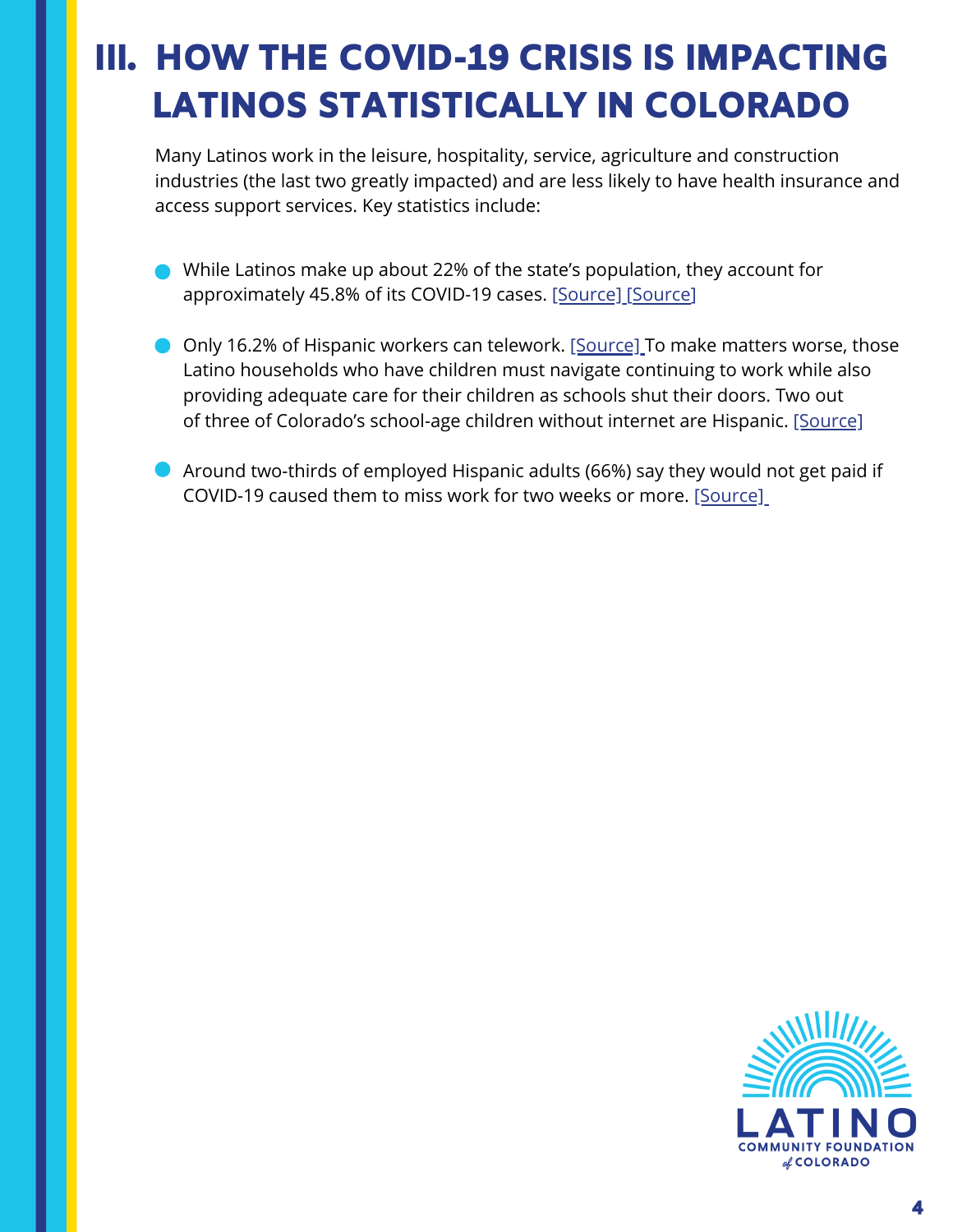# III. HOW THE COVID-19 CRISIS IS IMPACTING LATINOS STATISTICALLY IN COLORADO

Many Latinos work in the leisure, hospitality, service, agriculture and construction industries (the last two greatly impacted) and are less likely to have health insurance and access support services. Key statistics include:

- While Latinos make up about 22% of the state's population, they account for approximately 45.8% of its COVID-19 cases. [Source] [Source]
- Only 16.2% of Hispanic workers can telework. [Source] To make matters worse, those Latino households who have children must navigate continuing to work while also providing adequate care for their children as schools shut their doors. Two out of three of Colorado's school-age children without internet are Hispanic. [Source]
- Around two-thirds of employed Hispanic adults (66%) say they would not get paid if COVID-19 caused them to miss work for two weeks or more. [Source]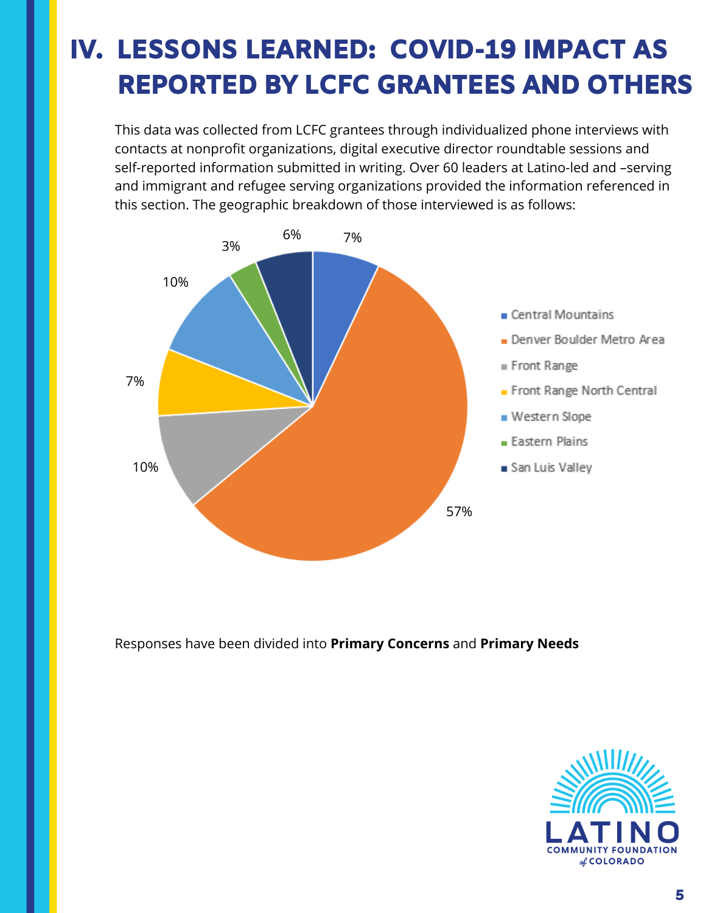# IV. LESSONS LEARNED: COVID-19 IMPACT AS REPORTED BY LCFC GRANTEES AND OTHERS

This data was collected from LCFC grantees through individualized phone interviews with contacts at nonprofit organizations, digital executive director roundtable sessions and self-reported information submitted in writing. Over 60 leaders at Latino-led and –serving and immigrant and refugee serving organizations provided the information referenced in this section. The geographic breakdown of those interviewed is as follows:

| Region | Percentage |
| --- | --- |
| Central Mountains | 7% |
| Denver Boulder Metro Area | 57% |
| Front Range | 10% |
| Front Range North Central | 7% |
| Western Slope | 10% |
| Eastern Plains | 3% |
| San Luis Valley | 6% |

Responses have been divided into **Primary Concerns** and **Primary Needs**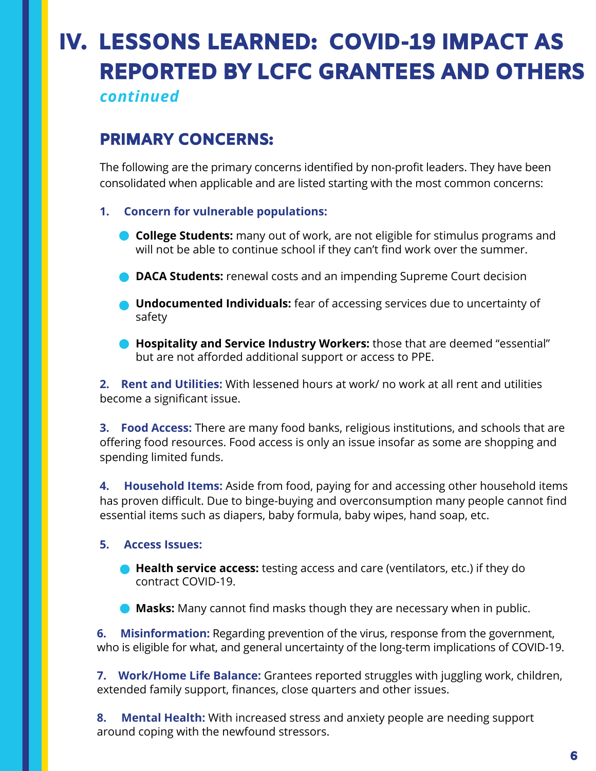# IV. LESSONS LEARNED: COVID-19 IMPACT AS REPORTED BY LCFC GRANTEES AND OTHERS

*continued*

## PRIMARY CONCERNS:

The following are the primary concerns identified by non-profit leaders. They have been consolidated when applicable and are listed starting with the most common concerns:

1. **Concern for vulnerable populations:**
   - **College Students:** many out of work, are not eligible for stimulus programs and will not be able to continue school if they can't find work over the summer.
   - **DACA Students:** renewal costs and an impending Supreme Court decision
   - **Undocumented Individuals:** fear of accessing services due to uncertainty of safety
   - **Hospitality and Service Industry Workers:** those that are deemed "essential" but are not afforded additional support or access to PPE.

2. **Rent and Utilities:** With lessened hours at work/ no work at all rent and utilities become a significant issue.

3. **Food Access:** There are many food banks, religious institutions, and schools that are offering food resources. Food access is only an issue insofar as some are shopping and spending limited funds.

4. **Household Items:** Aside from food, paying for and accessing other household items has proven difficult. Due to binge-buying and overconsumption many people cannot find essential items such as diapers, baby formula, baby wipes, hand soap, etc.

5. **Access Issues:**
   - **Health service access:** testing access and care (ventilators, etc.) if they do contract COVID-19.
   - **Masks:** Many cannot find masks though they are necessary when in public.

6. **Misinformation:** Regarding prevention of the virus, response from the government, who is eligible for what, and general uncertainty of the long-term implications of COVID-19.

7. **Work/Home Life Balance:** Grantees reported struggles with juggling work, children, extended family support, finances, close quarters and other issues.

8. **Mental Health:** With increased stress and anxiety people are needing support around coping with the newfound stressors.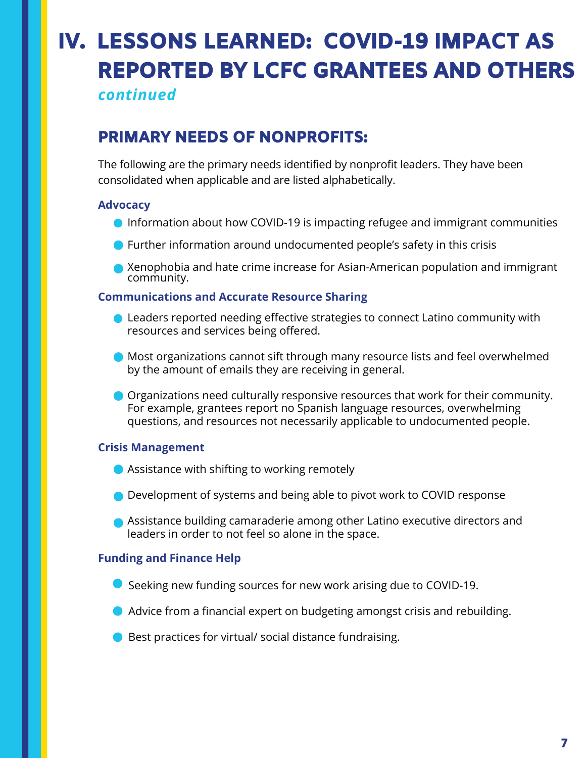# IV. LESSONS LEARNED: COVID-19 IMPACT AS REPORTED BY LCFC GRANTEES AND OTHERS

*continued*

## PRIMARY NEEDS OF NONPROFITS:

The following are the primary needs identified by nonprofit leaders. They have been consolidated when applicable and are listed alphabetically.

### Advocacy

- Information about how COVID-19 is impacting refugee and immigrant communities
- Further information around undocumented people's safety in this crisis
- Xenophobia and hate crime increase for Asian-American population and immigrant community.

### Communications and Accurate Resource Sharing

- Leaders reported needing effective strategies to connect Latino community with resources and services being offered.
- Most organizations cannot sift through many resource lists and feel overwhelmed by the amount of emails they are receiving in general.
- Organizations need culturally responsive resources that work for their community. For example, grantees report no Spanish language resources, overwhelming questions, and resources not necessarily applicable to undocumented people.

### Crisis Management

- Assistance with shifting to working remotely
- Development of systems and being able to pivot work to COVID response
- Assistance building camaraderie among other Latino executive directors and leaders in order to not feel so alone in the space.

### Funding and Finance Help

- Seeking new funding sources for new work arising due to COVID-19.
- Advice from a financial expert on budgeting amongst crisis and rebuilding.
- Best practices for virtual/ social distance fundraising.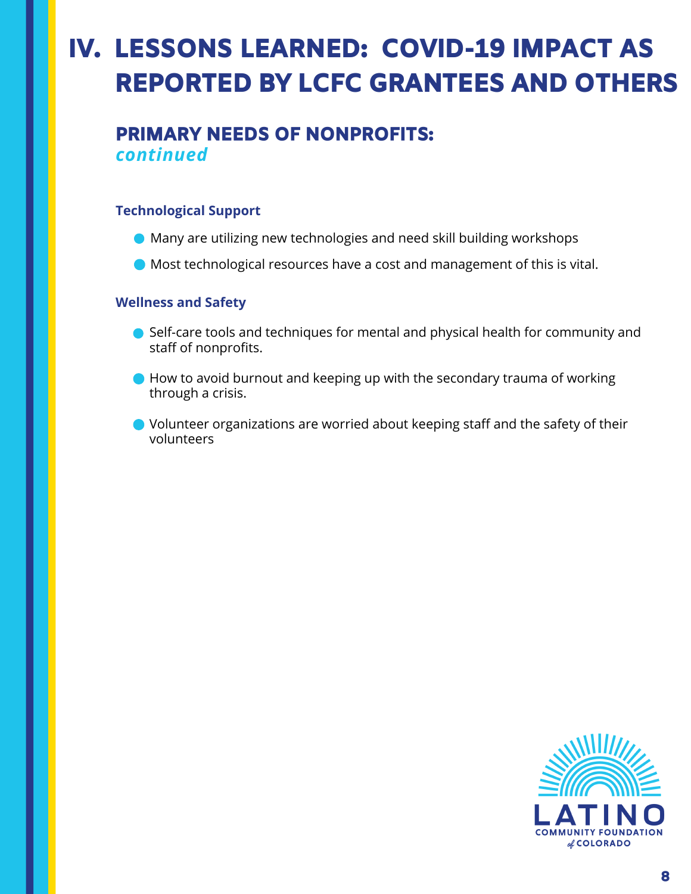# IV. LESSONS LEARNED: COVID-19 IMPACT AS REPORTED BY LCFC GRANTEES AND OTHERS

## PRIMARY NEEDS OF NONPROFITS: *continued*

### Technological Support

- Many are utilizing new technologies and need skill building workshops
- Most technological resources have a cost and management of this is vital.

### Wellness and Safety

- Self-care tools and techniques for mental and physical health for community and staff of nonprofits.
- How to avoid burnout and keeping up with the secondary trauma of working through a crisis.
- Volunteer organizations are worried about keeping staff and the safety of their volunteers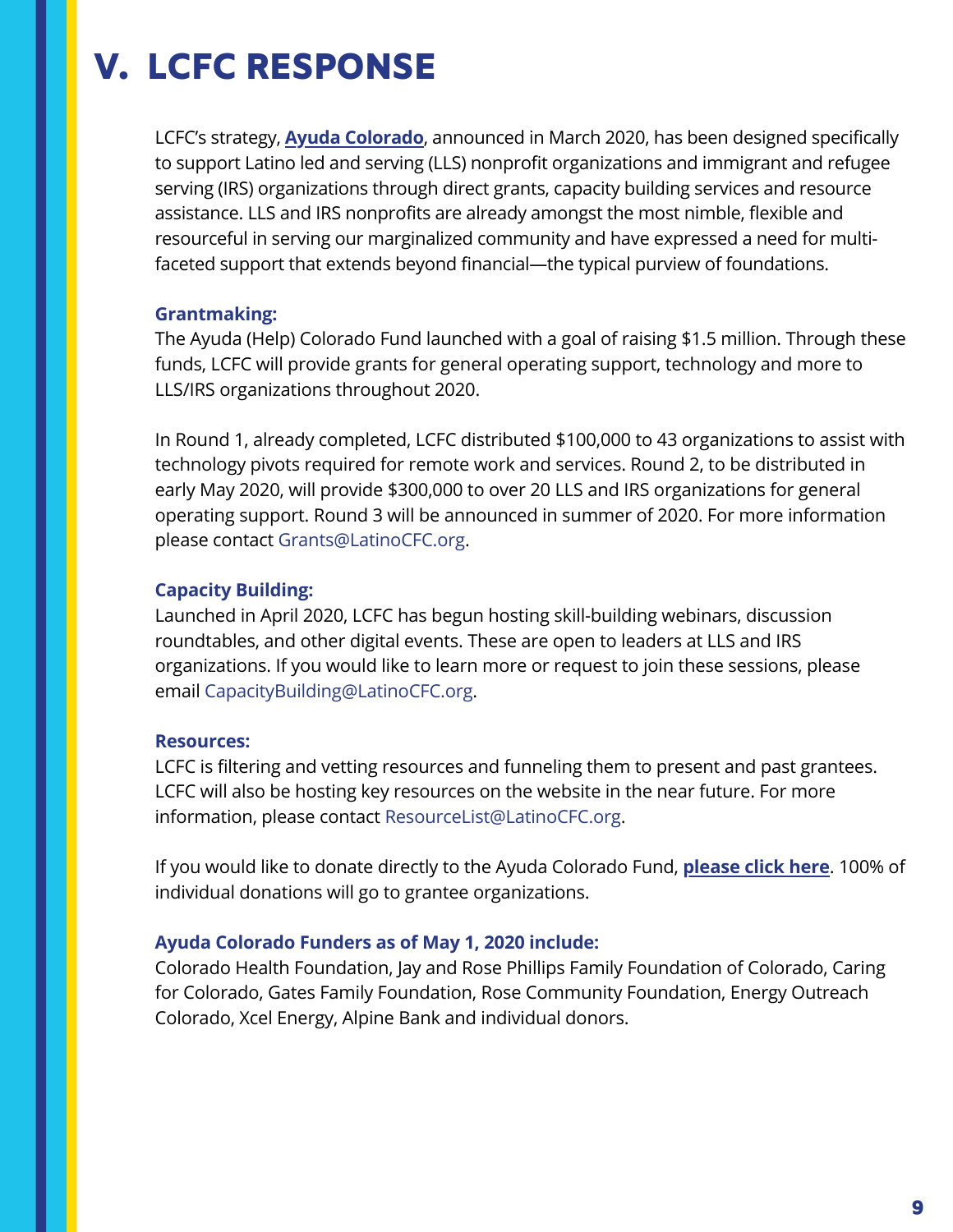# V. LCFC RESPONSE

LCFC's strategy, **Ayuda Colorado**, announced in March 2020, has been designed specifically to support Latino led and serving (LLS) nonprofit organizations and immigrant and refugee serving (IRS) organizations through direct grants, capacity building services and resource assistance. LLS and IRS nonprofits are already amongst the most nimble, flexible and resourceful in serving our marginalized community and have expressed a need for multi-faceted support that extends beyond financial—the typical purview of foundations.

**Grantmaking:**

The Ayuda (Help) Colorado Fund launched with a goal of raising $1.5 million. Through these funds, LCFC will provide grants for general operating support, technology and more to LLS/IRS organizations throughout 2020.

In Round 1, already completed, LCFC distributed $100,000 to 43 organizations to assist with technology pivots required for remote work and services. Round 2, to be distributed in early May 2020, will provide $300,000 to over 20 LLS and IRS organizations for general operating support. Round 3 will be announced in summer of 2020. For more information please contact Grants@LatinoCFC.org.

**Capacity Building:**

Launched in April 2020, LCFC has begun hosting skill-building webinars, discussion roundtables, and other digital events. These are open to leaders at LLS and IRS organizations. If you would like to learn more or request to join these sessions, please email CapacityBuilding@LatinoCFC.org.

**Resources:**

LCFC is filtering and vetting resources and funneling them to present and past grantees. LCFC will also be hosting key resources on the website in the near future. For more information, please contact ResourceList@LatinoCFC.org.

If you would like to donate directly to the Ayuda Colorado Fund, **please click here**. 100% of individual donations will go to grantee organizations.

**Ayuda Colorado Funders as of May 1, 2020 include:**

Colorado Health Foundation, Jay and Rose Phillips Family Foundation of Colorado, Caring for Colorado, Gates Family Foundation, Rose Community Foundation, Energy Outreach Colorado, Xcel Energy, Alpine Bank and individual donors.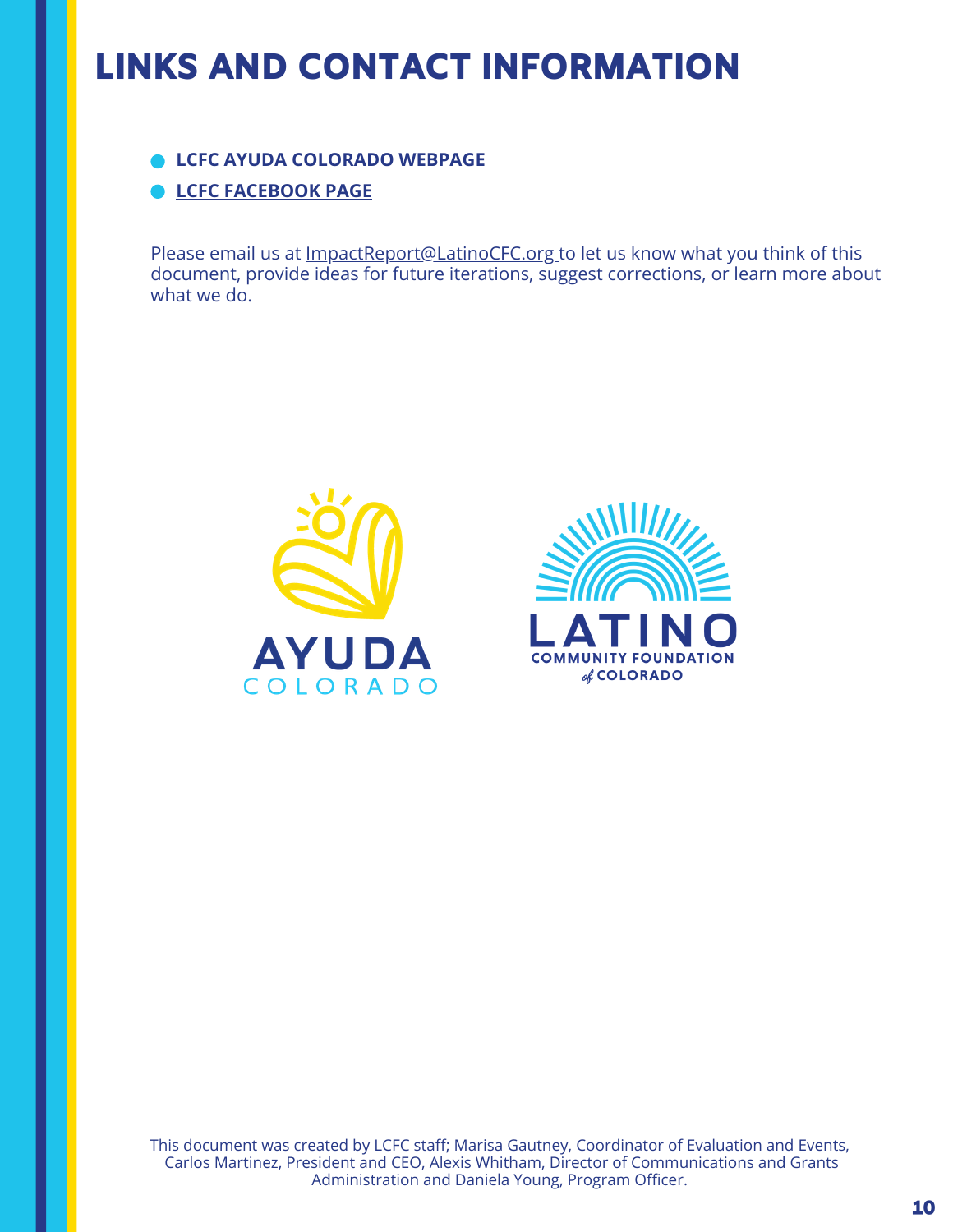# LINKS AND CONTACT INFORMATION

- **LCFC AYUDA COLORADO WEBPAGE**
- **LCFC FACEBOOK PAGE**

Please email us at ImpactReport@LatinoCFC.org to let us know what you think of this document, provide ideas for future iterations, suggest corrections, or learn more about what we do.

AYUDA COLORADO

LATINO COMMUNITY FOUNDATION of COLORADO

This document was created by LCFC staff; Marisa Gautney, Coordinator of Evaluation and Events, Carlos Martinez, President and CEO, Alexis Whitham, Director of Communications and Grants Administration and Daniela Young, Program Officer.